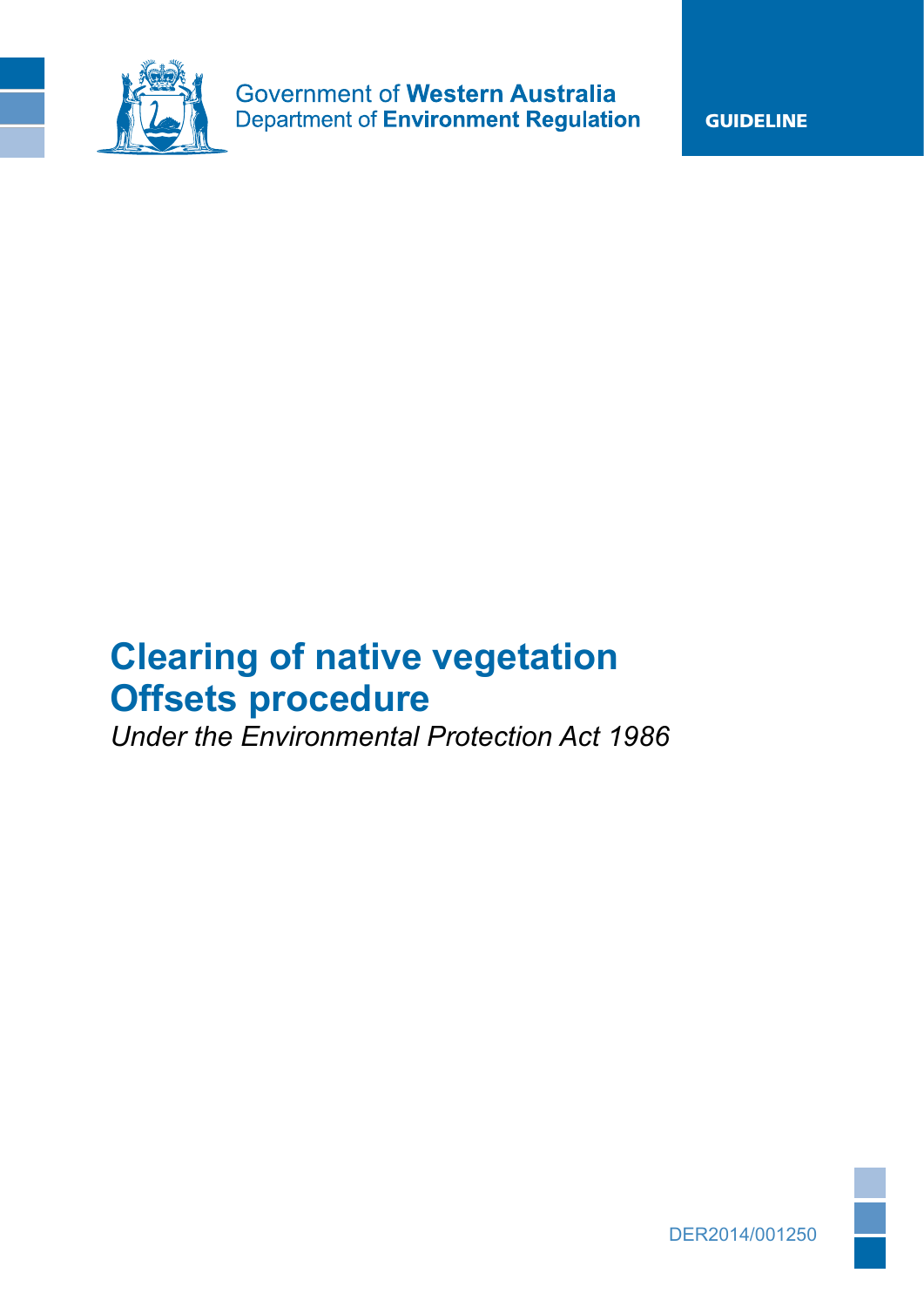Government of **Western Australia**
Department of **Environment Regulation**

**GUIDELINE**

# Clearing of native vegetation Offsets procedure

*Under the Environmental Protection Act 1986*

DER2014/001250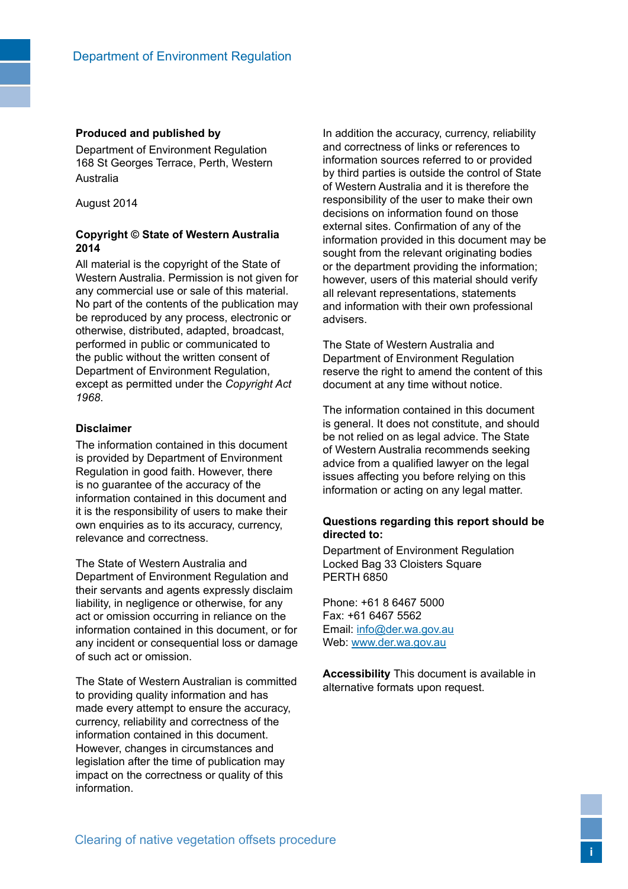**Produced and published by**

Department of Environment Regulation
168 St Georges Terrace, Perth, Western Australia

August 2014

**Copyright © State of Western Australia 2014**

All material is the copyright of the State of Western Australia. Permission is not given for any commercial use or sale of this material. No part of the contents of the publication may be reproduced by any process, electronic or otherwise, distributed, adapted, broadcast, performed in public or communicated to the public without the written consent of Department of Environment Regulation, except as permitted under the *Copyright Act 1968*.

**Disclaimer**

The information contained in this document is provided by Department of Environment Regulation in good faith. However, there is no guarantee of the accuracy of the information contained in this document and it is the responsibility of users to make their own enquiries as to its accuracy, currency, relevance and correctness.

The State of Western Australia and Department of Environment Regulation and their servants and agents expressly disclaim liability, in negligence or otherwise, for any act or omission occurring in reliance on the information contained in this document, or for any incident or consequential loss or damage of such act or omission.

The State of Western Australian is committed to providing quality information and has made every attempt to ensure the accuracy, currency, reliability and correctness of the information contained in this document. However, changes in circumstances and legislation after the time of publication may impact on the correctness or quality of this information.

In addition the accuracy, currency, reliability and correctness of links or references to information sources referred to or provided by third parties is outside the control of State of Western Australia and it is therefore the responsibility of the user to make their own decisions on information found on those external sites. Confirmation of any of the information provided in this document may be sought from the relevant originating bodies or the department providing the information; however, users of this material should verify all relevant representations, statements and information with their own professional advisers.

The State of Western Australia and Department of Environment Regulation reserve the right to amend the content of this document at any time without notice.

The information contained in this document is general. It does not constitute, and should be not relied on as legal advice. The State of Western Australia recommends seeking advice from a qualified lawyer on the legal issues affecting you before relying on this information or acting on any legal matter.

**Questions regarding this report should be directed to:**

Department of Environment Regulation
Locked Bag 33 Cloisters Square
PERTH 6850

Phone: +61 8 6467 5000
Fax: +61 6467 5562
Email: info@der.wa.gov.au
Web: www.der.wa.gov.au

**Accessibility** This document is available in alternative formats upon request.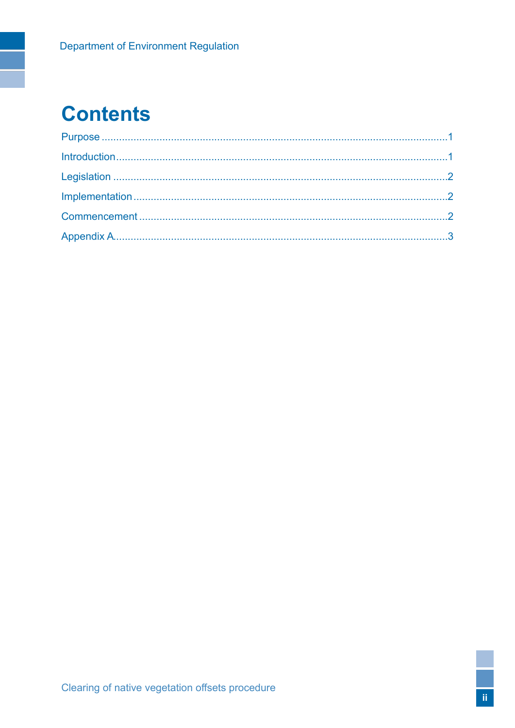# Contents

Purpose ....................................................................................................................1

Introduction ...............................................................................................................1

Legislation .................................................................................................................2

Implementation ..........................................................................................................2

Commencement .........................................................................................................2

Appendix A.................................................................................................................3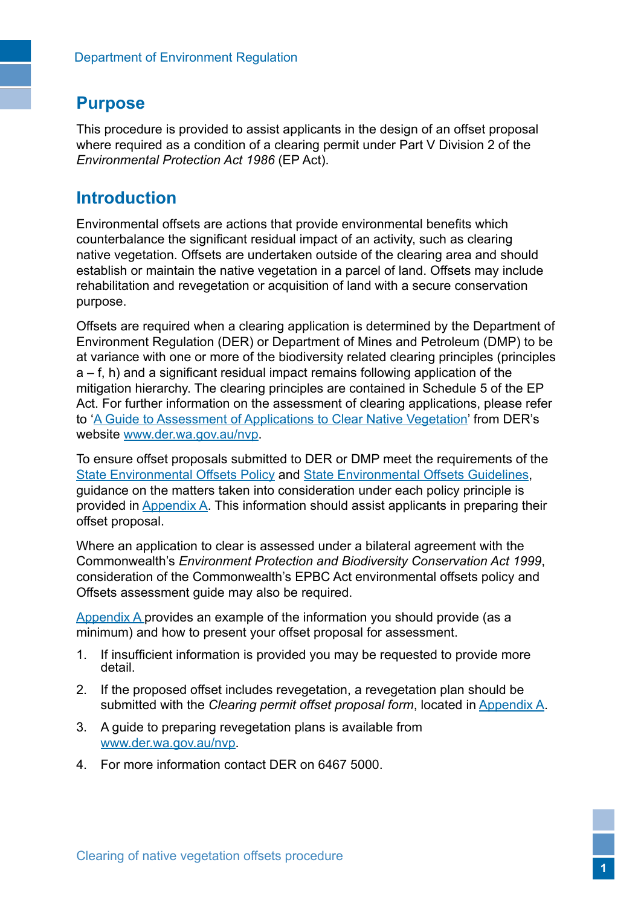## Purpose

This procedure is provided to assist applicants in the design of an offset proposal where required as a condition of a clearing permit under Part V Division 2 of the *Environmental Protection Act 1986* (EP Act).

## Introduction

Environmental offsets are actions that provide environmental benefits which counterbalance the significant residual impact of an activity, such as clearing native vegetation. Offsets are undertaken outside of the clearing area and should establish or maintain the native vegetation in a parcel of land. Offsets may include rehabilitation and revegetation or acquisition of land with a secure conservation purpose.

Offsets are required when a clearing application is determined by the Department of Environment Regulation (DER) or Department of Mines and Petroleum (DMP) to be at variance with one or more of the biodiversity related clearing principles (principles a – f, h) and a significant residual impact remains following application of the mitigation hierarchy. The clearing principles are contained in Schedule 5 of the EP Act. For further information on the assessment of clearing applications, please refer to 'A Guide to Assessment of Applications to Clear Native Vegetation' from DER's website www.der.wa.gov.au/nvp.

To ensure offset proposals submitted to DER or DMP meet the requirements of the State Environmental Offsets Policy and State Environmental Offsets Guidelines, guidance on the matters taken into consideration under each policy principle is provided in Appendix A. This information should assist applicants in preparing their offset proposal.

Where an application to clear is assessed under a bilateral agreement with the Commonwealth's *Environment Protection and Biodiversity Conservation Act 1999*, consideration of the Commonwealth's EPBC Act environmental offsets policy and Offsets assessment guide may also be required.

Appendix A provides an example of the information you should provide (as a minimum) and how to present your offset proposal for assessment.

1. If insufficient information is provided you may be requested to provide more detail.
2. If the proposed offset includes revegetation, a revegetation plan should be submitted with the *Clearing permit offset proposal form*, located in Appendix A.
3. A guide to preparing revegetation plans is available from www.der.wa.gov.au/nvp.
4. For more information contact DER on 6467 5000.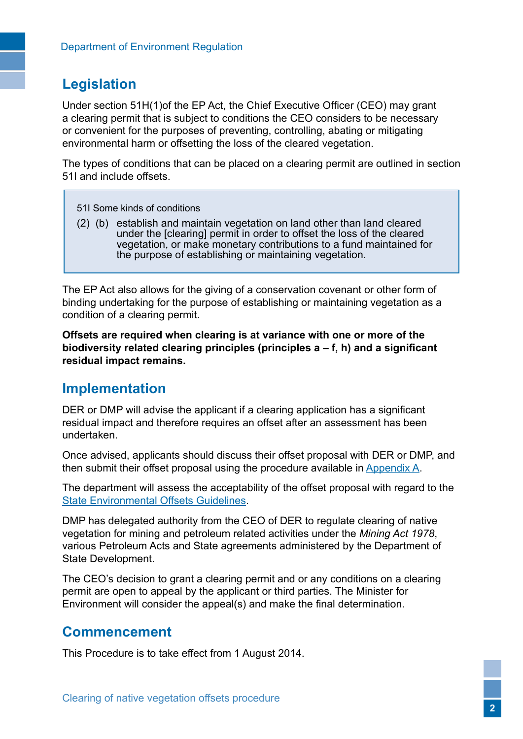## Legislation

Under section 51H(1)of the EP Act, the Chief Executive Officer (CEO) may grant a clearing permit that is subject to conditions the CEO considers to be necessary or convenient for the purposes of preventing, controlling, abating or mitigating environmental harm or offsetting the loss of the cleared vegetation.

The types of conditions that can be placed on a clearing permit are outlined in section 51I and include offsets.

> 51I Some kinds of conditions
>
> (2) (b) establish and maintain vegetation on land other than land cleared under the [clearing] permit in order to offset the loss of the cleared vegetation, or make monetary contributions to a fund maintained for the purpose of establishing or maintaining vegetation.

The EP Act also allows for the giving of a conservation covenant or other form of binding undertaking for the purpose of establishing or maintaining vegetation as a condition of a clearing permit.

**Offsets are required when clearing is at variance with one or more of the biodiversity related clearing principles (principles a – f, h) and a significant residual impact remains.**

## Implementation

DER or DMP will advise the applicant if a clearing application has a significant residual impact and therefore requires an offset after an assessment has been undertaken.

Once advised, applicants should discuss their offset proposal with DER or DMP, and then submit their offset proposal using the procedure available in Appendix A.

The department will assess the acceptability of the offset proposal with regard to the State Environmental Offsets Guidelines.

DMP has delegated authority from the CEO of DER to regulate clearing of native vegetation for mining and petroleum related activities under the *Mining Act 1978*, various Petroleum Acts and State agreements administered by the Department of State Development.

The CEO's decision to grant a clearing permit and or any conditions on a clearing permit are open to appeal by the applicant or third parties. The Minister for Environment will consider the appeal(s) and make the final determination.

## Commencement

This Procedure is to take effect from 1 August 2014.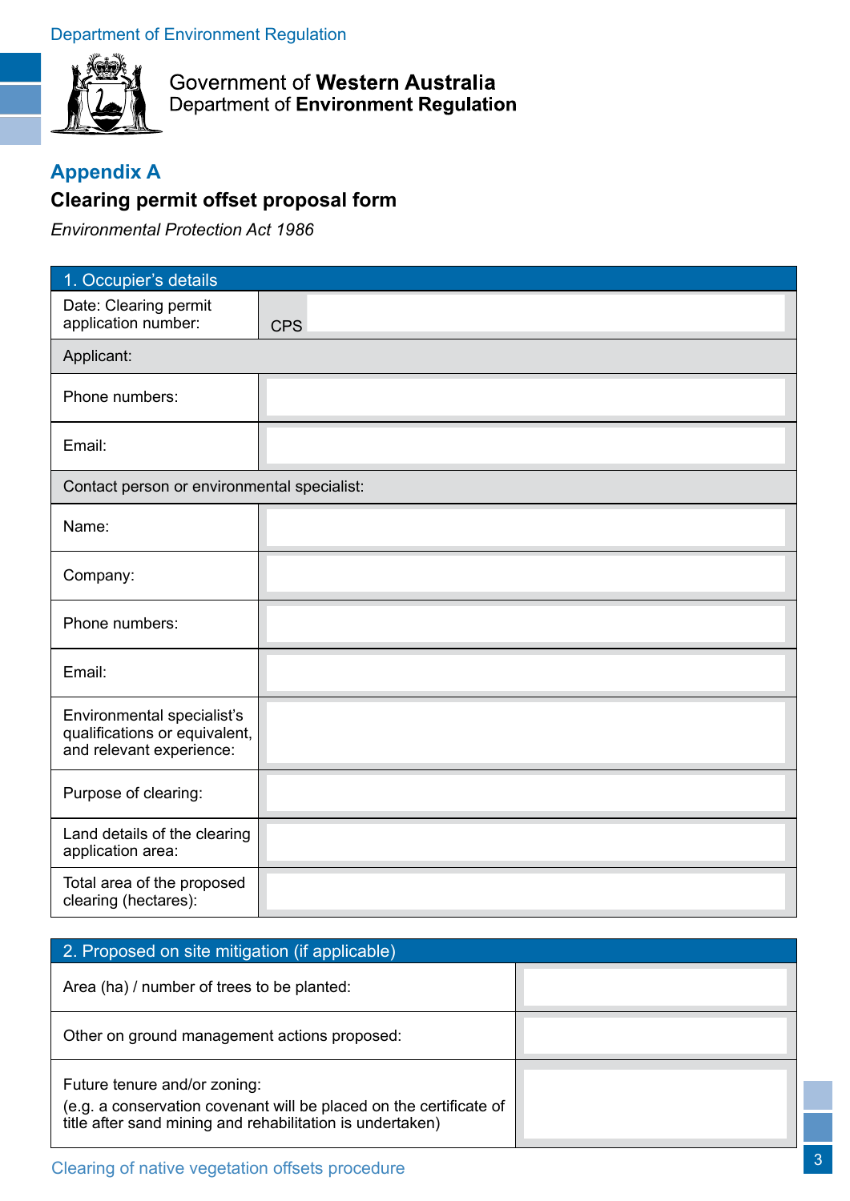Government of **Western Australia**
Department of **Environment Regulation**

## Appendix A

### Clearing permit offset proposal form

*Environmental Protection Act 1986*

| 1. Occupier's details | |
|---|---|
| Date: Clearing permit application number: | CPS |
| Applicant: | |
| Phone numbers: | |
| Email: | |
| Contact person or environmental specialist: | |
| Name: | |
| Company: | |
| Phone numbers: | |
| Email: | |
| Environmental specialist's qualifications or equivalent, and relevant experience: | |
| Purpose of clearing: | |
| Land details of the clearing application area: | |
| Total area of the proposed clearing (hectares): | |

| 2. Proposed on site mitigation (if applicable) | |
|---|---|
| Area (ha) / number of trees to be planted: | |
| Other on ground management actions proposed: | |
| Future tenure and/or zoning:<br>(e.g. a conservation covenant will be placed on the certificate of title after sand mining and rehabilitation is undertaken) | |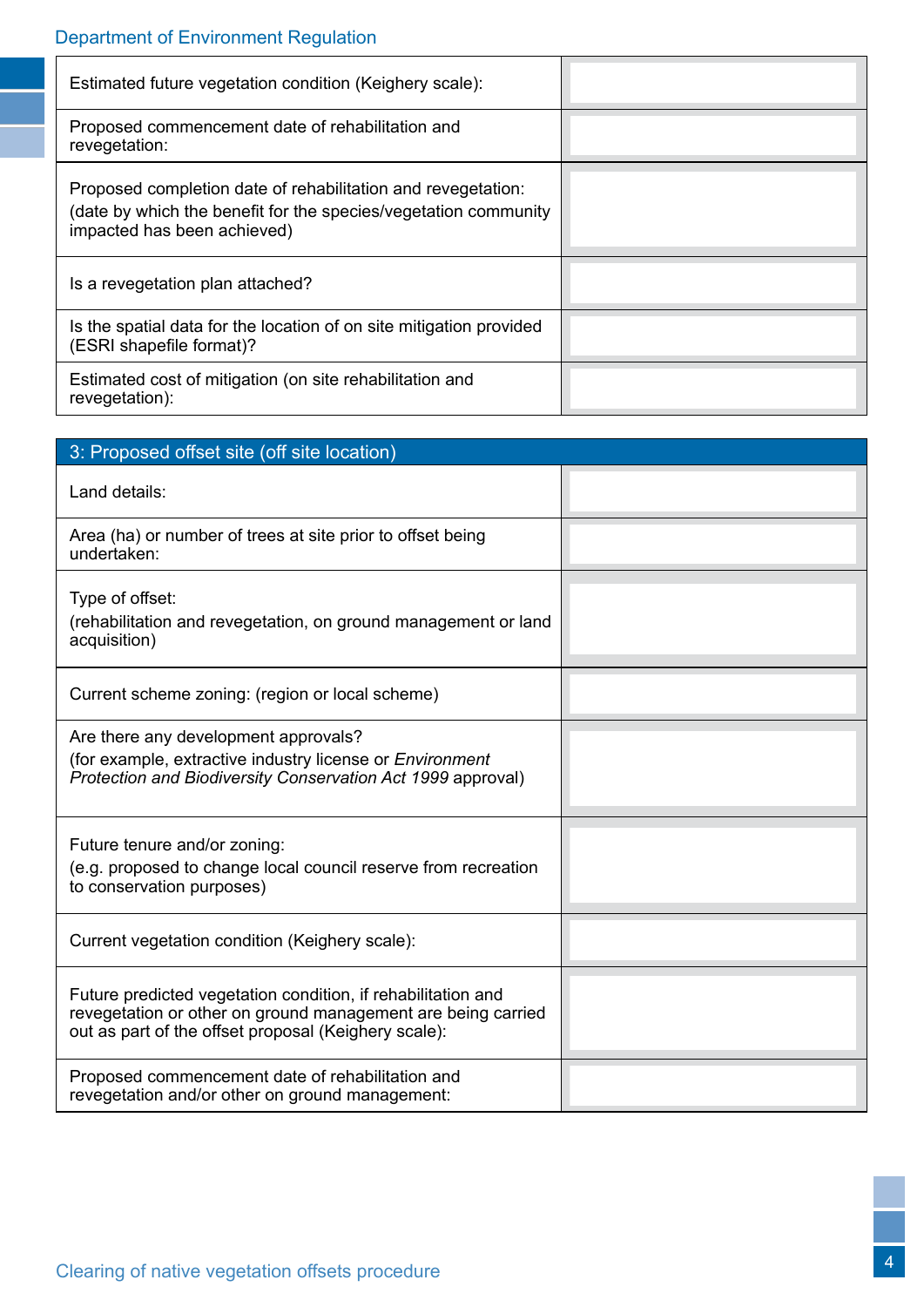| | |
|---|---|
| Estimated future vegetation condition (Keighery scale): | |
| Proposed commencement date of rehabilitation and revegetation: | |
| Proposed completion date of rehabilitation and revegetation:<br>(date by which the benefit for the species/vegetation community impacted has been achieved) | |
| Is a revegetation plan attached? | |
| Is the spatial data for the location of on site mitigation provided (ESRI shapefile format)? | |
| Estimated cost of mitigation (on site rehabilitation and revegetation): | |

| 3: Proposed offset site (off site location) | |
|---|---|
| Land details: | |
| Area (ha) or number of trees at site prior to offset being undertaken: | |
| Type of offset:<br>(rehabilitation and revegetation, on ground management or land acquisition) | |
| Current scheme zoning: (region or local scheme) | |
| Are there any development approvals?<br>(for example, extractive industry license or *Environment Protection and Biodiversity Conservation Act 1999* approval) | |
| Future tenure and/or zoning:<br>(e.g. proposed to change local council reserve from recreation to conservation purposes) | |
| Current vegetation condition (Keighery scale): | |
| Future predicted vegetation condition, if rehabilitation and revegetation or other on ground management are being carried out as part of the offset proposal (Keighery scale): | |
| Proposed commencement date of rehabilitation and revegetation and/or other on ground management: | |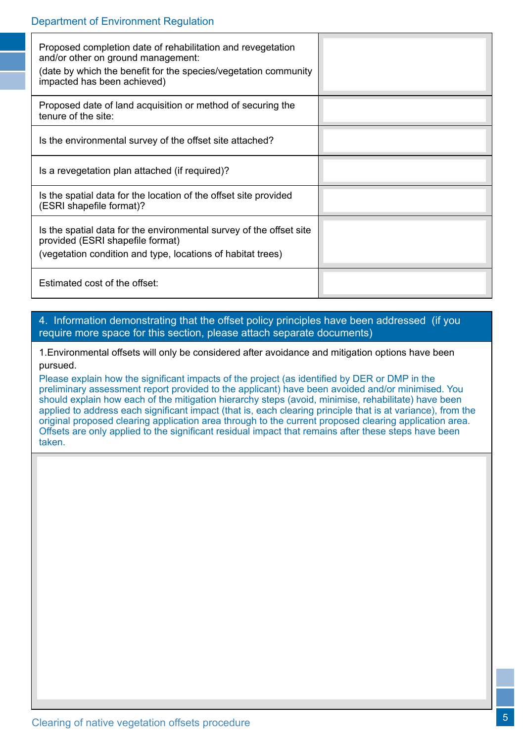| | |
|---|---|
| Proposed completion date of rehabilitation and revegetation and/or other on ground management:<br>(date by which the benefit for the species/vegetation community impacted has been achieved) | |
| Proposed date of land acquisition or method of securing the tenure of the site: | |
| Is the environmental survey of the offset site attached? | |
| Is a revegetation plan attached (if required)? | |
| Is the spatial data for the location of the offset site provided (ESRI shapefile format)? | |
| Is the spatial data for the environmental survey of the offset site provided (ESRI shapefile format)<br>(vegetation condition and type, locations of habitat trees) | |
| Estimated cost of the offset: | |

## 4. Information demonstrating that the offset policy principles have been addressed (if you require more space for this section, please attach separate documents)

1.Environmental offsets will only be considered after avoidance and mitigation options have been pursued.

Please explain how the significant impacts of the project (as identified by DER or DMP in the preliminary assessment report provided to the applicant) have been avoided and/or minimised. You should explain how each of the mitigation hierarchy steps (avoid, minimise, rehabilitate) have been applied to address each significant impact (that is, each clearing principle that is at variance), from the original proposed clearing application area through to the current proposed clearing application area. Offsets are only applied to the significant residual impact that remains after these steps have been taken.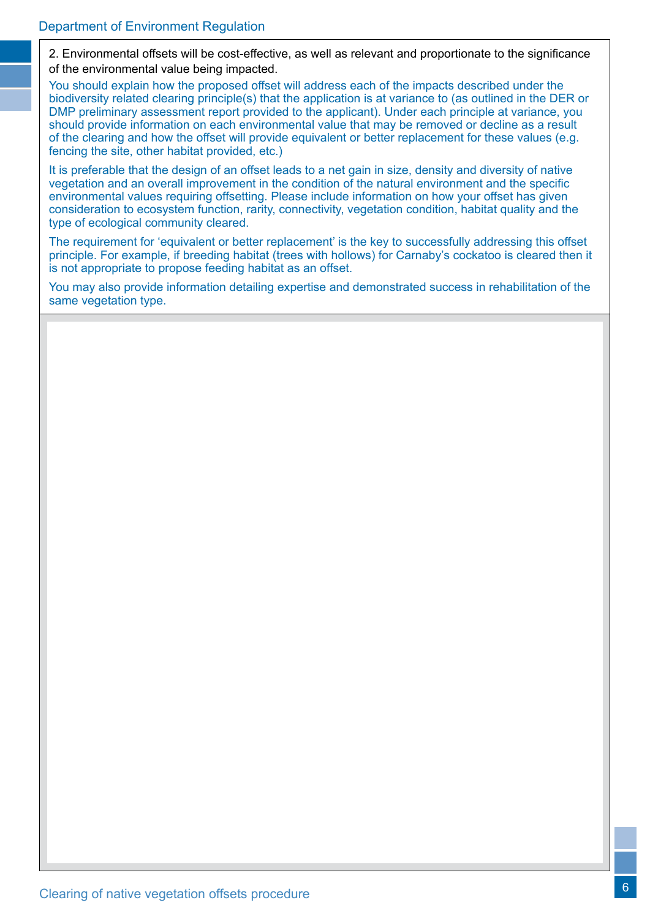2. Environmental offsets will be cost-effective, as well as relevant and proportionate to the significance of the environmental value being impacted.

You should explain how the proposed offset will address each of the impacts described under the biodiversity related clearing principle(s) that the application is at variance to (as outlined in the DER or DMP preliminary assessment report provided to the applicant). Under each principle at variance, you should provide information on each environmental value that may be removed or decline as a result of the clearing and how the offset will provide equivalent or better replacement for these values (e.g. fencing the site, other habitat provided, etc.)

It is preferable that the design of an offset leads to a net gain in size, density and diversity of native vegetation and an overall improvement in the condition of the natural environment and the specific environmental values requiring offsetting. Please include information on how your offset has given consideration to ecosystem function, rarity, connectivity, vegetation condition, habitat quality and the type of ecological community cleared.

The requirement for 'equivalent or better replacement' is the key to successfully addressing this offset principle. For example, if breeding habitat (trees with hollows) for Carnaby's cockatoo is cleared then it is not appropriate to propose feeding habitat as an offset.

You may also provide information detailing expertise and demonstrated success in rehabilitation of the same vegetation type.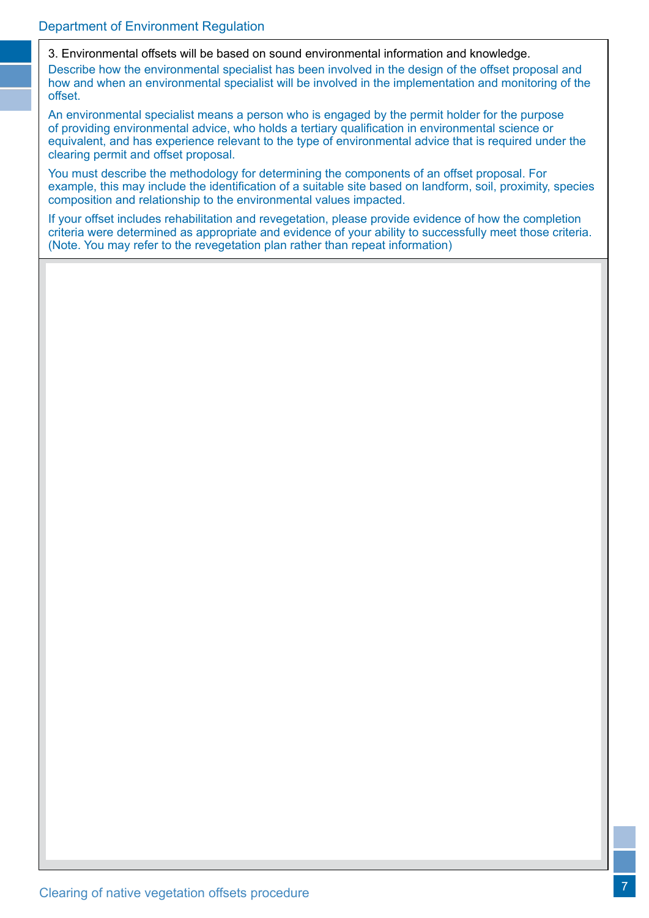3. Environmental offsets will be based on sound environmental information and knowledge.

Describe how the environmental specialist has been involved in the design of the offset proposal and how and when an environmental specialist will be involved in the implementation and monitoring of the offset.

An environmental specialist means a person who is engaged by the permit holder for the purpose of providing environmental advice, who holds a tertiary qualification in environmental science or equivalent, and has experience relevant to the type of environmental advice that is required under the clearing permit and offset proposal.

You must describe the methodology for determining the components of an offset proposal. For example, this may include the identification of a suitable site based on landform, soil, proximity, species composition and relationship to the environmental values impacted.

If your offset includes rehabilitation and revegetation, please provide evidence of how the completion criteria were determined as appropriate and evidence of your ability to successfully meet those criteria. (Note. You may refer to the revegetation plan rather than repeat information)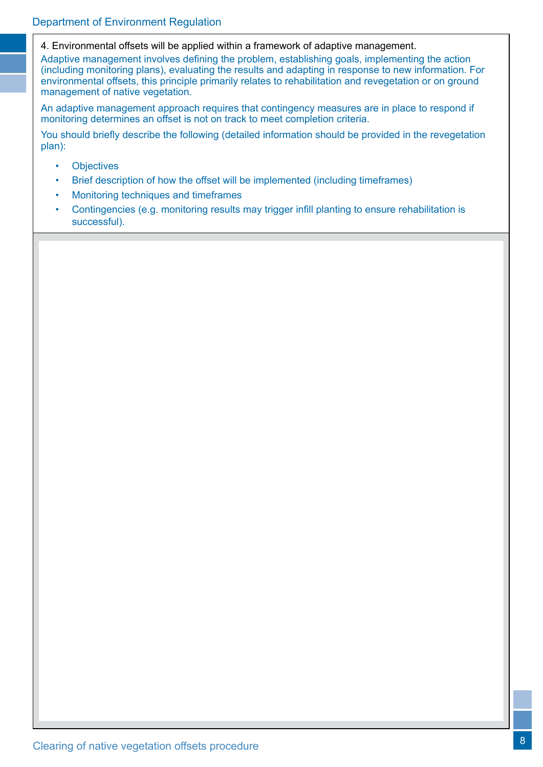4. Environmental offsets will be applied within a framework of adaptive management.

Adaptive management involves defining the problem, establishing goals, implementing the action (including monitoring plans), evaluating the results and adapting in response to new information. For environmental offsets, this principle primarily relates to rehabilitation and revegetation or on ground management of native vegetation.

An adaptive management approach requires that contingency measures are in place to respond if monitoring determines an offset is not on track to meet completion criteria.

You should briefly describe the following (detailed information should be provided in the revegetation plan):

- Objectives
- Brief description of how the offset will be implemented (including timeframes)
- Monitoring techniques and timeframes
- Contingencies (e.g. monitoring results may trigger infill planting to ensure rehabilitation is successful).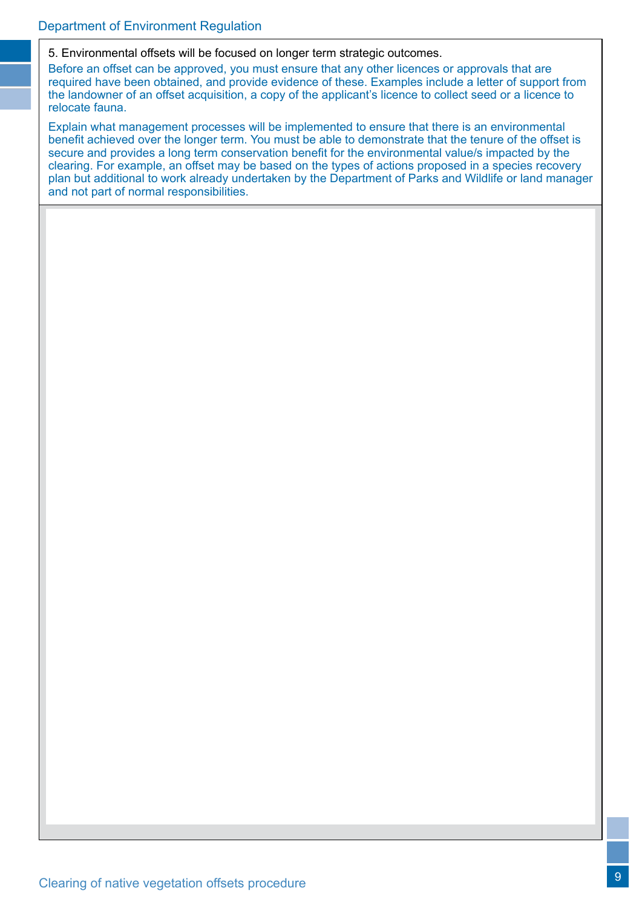5. Environmental offsets will be focused on longer term strategic outcomes.

Before an offset can be approved, you must ensure that any other licences or approvals that are required have been obtained, and provide evidence of these. Examples include a letter of support from the landowner of an offset acquisition, a copy of the applicant's licence to collect seed or a licence to relocate fauna.

Explain what management processes will be implemented to ensure that there is an environmental benefit achieved over the longer term. You must be able to demonstrate that the tenure of the offset is secure and provides a long term conservation benefit for the environmental value/s impacted by the clearing. For example, an offset may be based on the types of actions proposed in a species recovery plan but additional to work already undertaken by the Department of Parks and Wildlife or land manager and not part of normal responsibilities.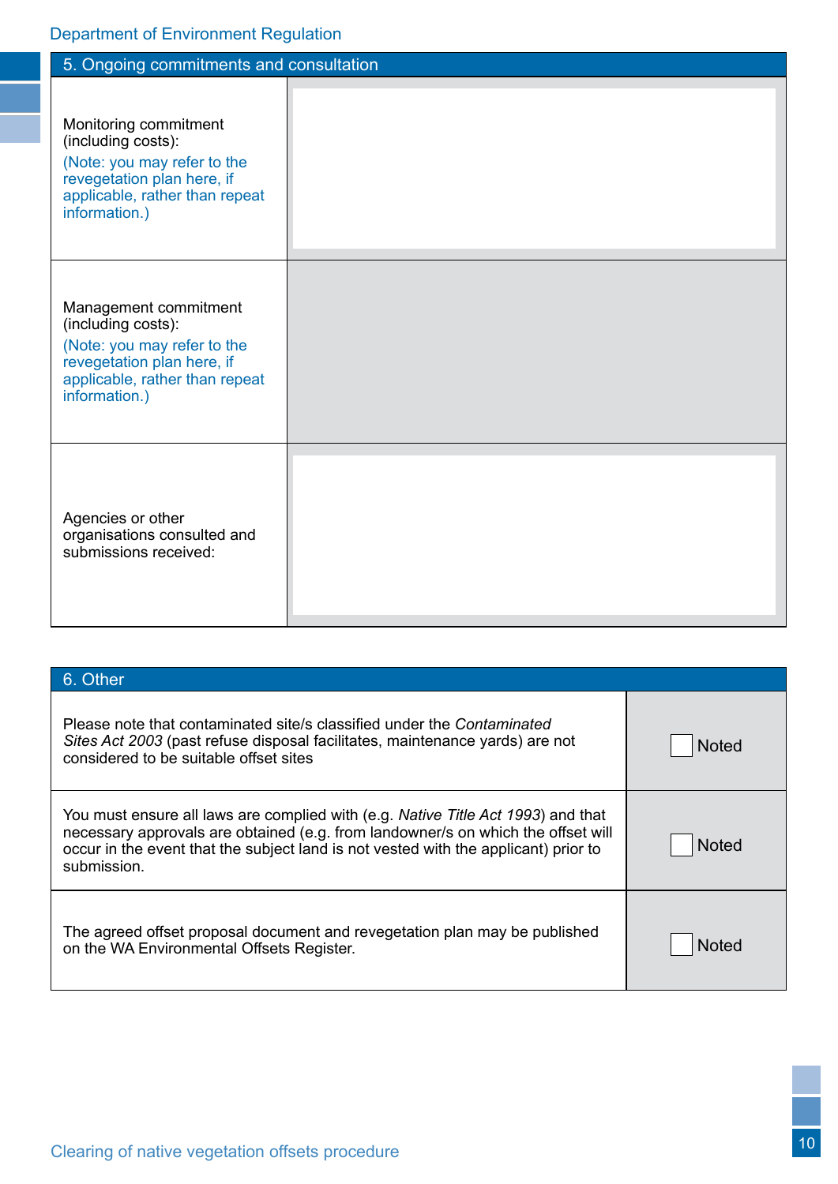## 5. Ongoing commitments and consultation

| | |
|---|---|
| Monitoring commitment (including costs): (Note: you may refer to the revegetation plan here, if applicable, rather than repeat information.) | |
| Management commitment (including costs): (Note: you may refer to the revegetation plan here, if applicable, rather than repeat information.) | |
| Agencies or other organisations consulted and submissions received: | |

## 6. Other

| | |
|---|---|
| Please note that contaminated site/s classified under the *Contaminated Sites Act 2003* (past refuse disposal facilitates, maintenance yards) are not considered to be suitable offset sites | ☐ Noted |
| You must ensure all laws are complied with (e.g. *Native Title Act 1993*) and that necessary approvals are obtained (e.g. from landowner/s on which the offset will occur in the event that the subject land is not vested with the applicant) prior to submission. | ☐ Noted |
| The agreed offset proposal document and revegetation plan may be published on the WA Environmental Offsets Register. | ☐ Noted |